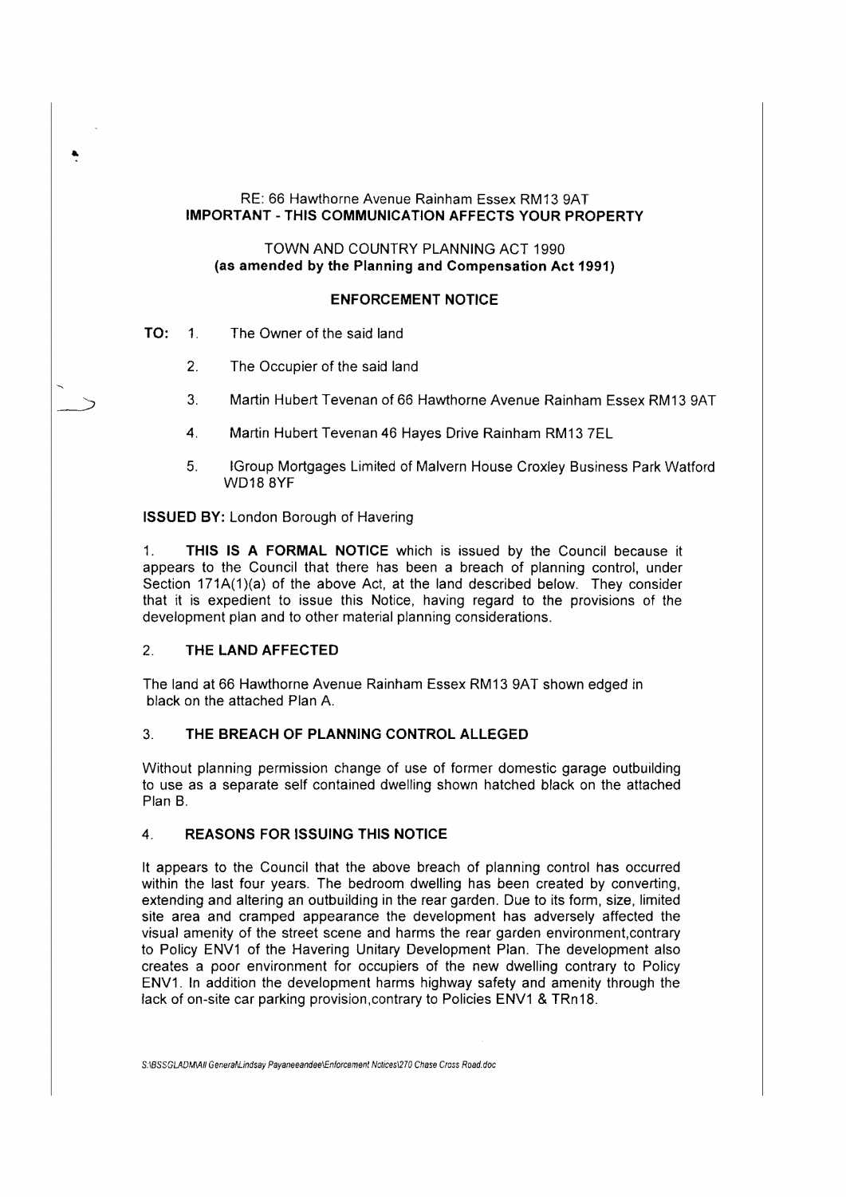RE: 66 Hawthorne Avenue Rainham Essex RM13 9AT
**IMPORTANT - THIS COMMUNICATION AFFECTS YOUR PROPERTY**

TOWN AND COUNTRY PLANNING ACT 1990
**(as amended by the Planning and Compensation Act 1991)**

**ENFORCEMENT NOTICE**

**TO:**
1. The Owner of the said land
2. The Occupier of the said land
3. Martin Hubert Tevenan of 66 Hawthorne Avenue Rainham Essex RM13 9AT
4. Martin Hubert Tevenan 46 Hayes Drive Rainham RM13 7EL
5. IGroup Mortgages Limited of Malvern House Croxley Business Park Watford WD18 8YF

**ISSUED BY:** London Borough of Havering

1. **THIS IS A FORMAL NOTICE** which is issued by the Council because it appears to the Council that there has been a breach of planning control, under Section 171A(1)(a) of the above Act, at the land described below. They consider that it is expedient to issue this Notice, having regard to the provisions of the development plan and to other material planning considerations.

## 2. THE LAND AFFECTED

The land at 66 Hawthorne Avenue Rainham Essex RM13 9AT shown edged in black on the attached Plan A.

## 3. THE BREACH OF PLANNING CONTROL ALLEGED

Without planning permission change of use of former domestic garage outbuilding to use as a separate self contained dwelling shown hatched black on the attached Plan B.

## 4. REASONS FOR ISSUING THIS NOTICE

It appears to the Council that the above breach of planning control has occurred within the last four years. The bedroom dwelling has been created by converting, extending and altering an outbuilding in the rear garden. Due to its form, size, limited site area and cramped appearance the development has adversely affected the visual amenity of the street scene and harms the rear garden environment,contrary to Policy ENV1 of the Havering Unitary Development Plan. The development also creates a poor environment for occupiers of the new dwelling contrary to Policy ENV1. In addition the development harms highway safety and amenity through the lack of on-site car parking provision,contrary to Policies ENV1 & TRn18.

S:\BSSGLADM\All General\Lindsay Payaneeandee\Enforcement Notices\270 Chase Cross Road.doc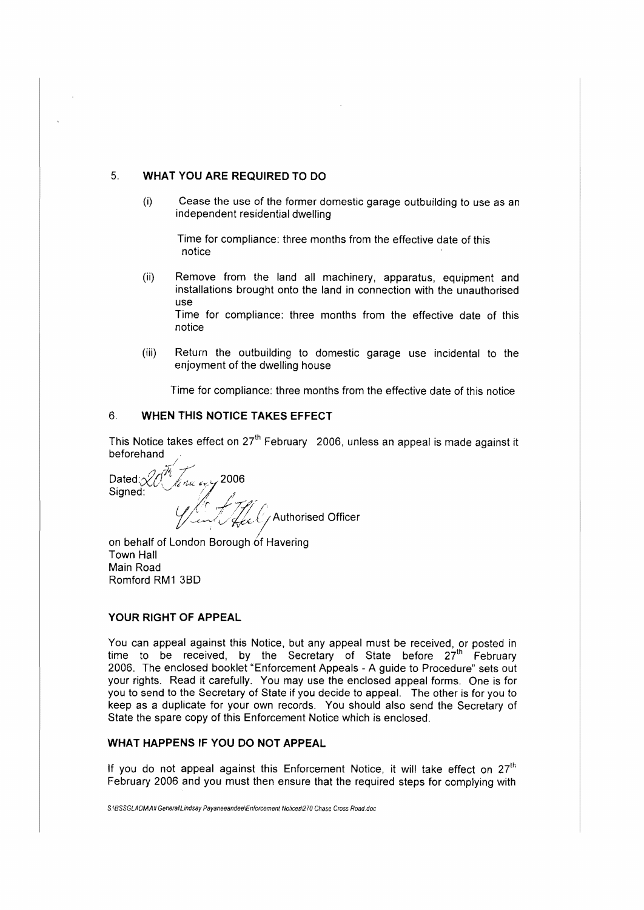## 5. WHAT YOU ARE REQUIRED TO DO

(i) Cease the use of the former domestic garage outbuilding to use as an independent residential dwelling

Time for compliance: three months from the effective date of this notice

(ii) Remove from the land all machinery, apparatus, equipment and installations brought onto the land in connection with the unauthorised use

Time for compliance: three months from the effective date of this notice

(iii) Return the outbuilding to domestic garage use incidental to the enjoyment of the dwelling house

Time for compliance: three months from the effective date of this notice

## 6. WHEN THIS NOTICE TAKES EFFECT

This Notice takes effect on 27th February 2006, unless an appeal is made against it beforehand

Dated: 20th January 2006

Signed:

Authorised Officer

on behalf of London Borough of Havering
Town Hall
Main Road
Romford RM1 3BD

### YOUR RIGHT OF APPEAL

You can appeal against this Notice, but any appeal must be received, or posted in time to be received, by the Secretary of State before 27th February 2006. The enclosed booklet "Enforcement Appeals - A guide to Procedure" sets out your rights. Read it carefully. You may use the enclosed appeal forms. One is for you to send to the Secretary of State if you decide to appeal. The other is for you to keep as a duplicate for your own records. You should also send the Secretary of State the spare copy of this Enforcement Notice which is enclosed.

### WHAT HAPPENS IF YOU DO NOT APPEAL

If you do not appeal against this Enforcement Notice, it will take effect on 27th February 2006 and you must then ensure that the required steps for complying with

S:\BSSGLADM\All General\Lindsay Payaneeandee\Enforcement Notices\270 Chase Cross Road.doc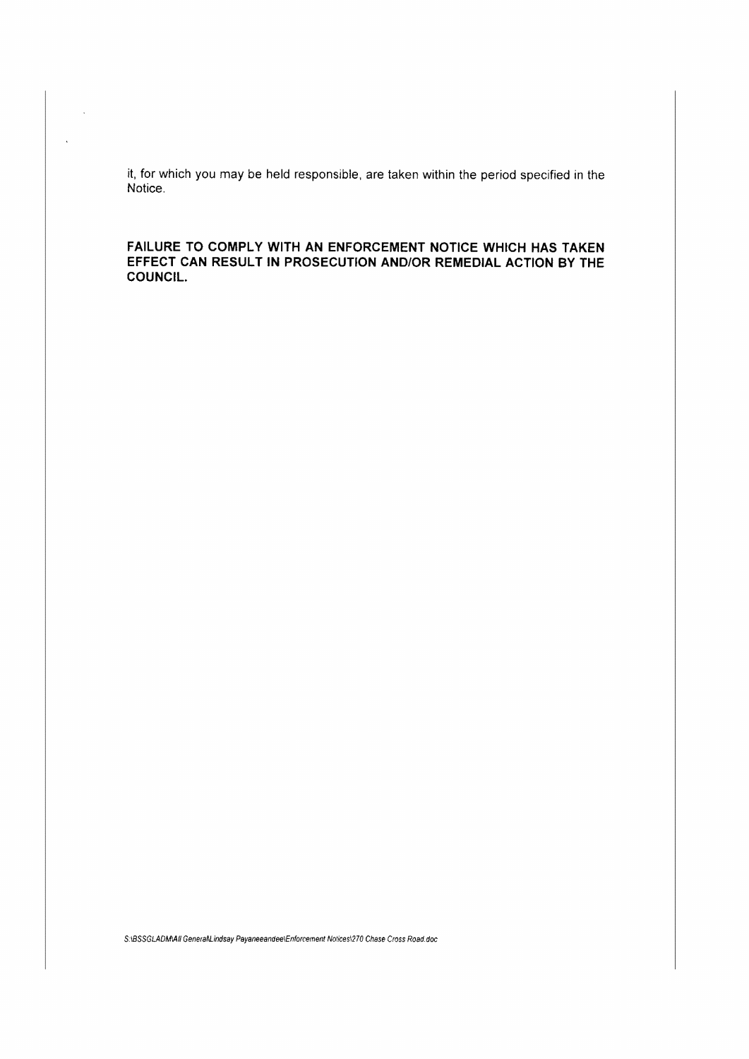it, for which you may be held responsible, are taken within the period specified in the Notice.

**FAILURE TO COMPLY WITH AN ENFORCEMENT NOTICE WHICH HAS TAKEN EFFECT CAN RESULT IN PROSECUTION AND/OR REMEDIAL ACTION BY THE COUNCIL.**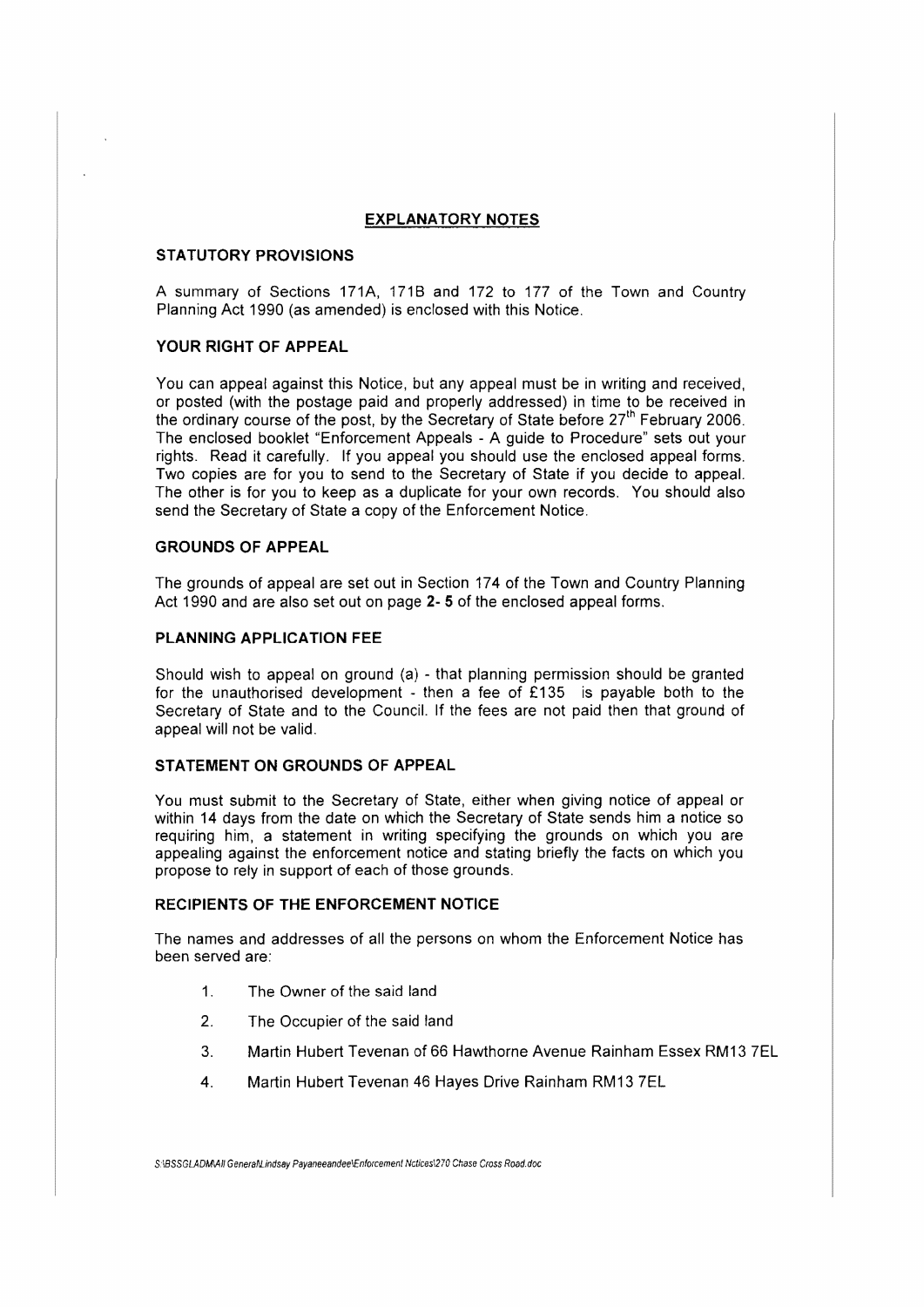## EXPLANATORY NOTES

### STATUTORY PROVISIONS

A summary of Sections 171A, 171B and 172 to 177 of the Town and Country Planning Act 1990 (as amended) is enclosed with this Notice.

### YOUR RIGHT OF APPEAL

You can appeal against this Notice, but any appeal must be in writing and received, or posted (with the postage paid and properly addressed) in time to be received in the ordinary course of the post, by the Secretary of State before 27th February 2006. The enclosed booklet "Enforcement Appeals - A guide to Procedure" sets out your rights. Read it carefully. If you appeal you should use the enclosed appeal forms. Two copies are for you to send to the Secretary of State if you decide to appeal. The other is for you to keep as a duplicate for your own records. You should also send the Secretary of State a copy of the Enforcement Notice.

### GROUNDS OF APPEAL

The grounds of appeal are set out in Section 174 of the Town and Country Planning Act 1990 and are also set out on page **2- 5** of the enclosed appeal forms.

### PLANNING APPLICATION FEE

Should wish to appeal on ground (a) - that planning permission should be granted for the unauthorised development - then a fee of £135 is payable both to the Secretary of State and to the Council. If the fees are not paid then that ground of appeal will not be valid.

### STATEMENT ON GROUNDS OF APPEAL

You must submit to the Secretary of State, either when giving notice of appeal or within 14 days from the date on which the Secretary of State sends him a notice so requiring him, a statement in writing specifying the grounds on which you are appealing against the enforcement notice and stating briefly the facts on which you propose to rely in support of each of those grounds.

### RECIPIENTS OF THE ENFORCEMENT NOTICE

The names and addresses of all the persons on whom the Enforcement Notice has been served are:

1. The Owner of the said land
2. The Occupier of the said land
3. Martin Hubert Tevenan of 66 Hawthorne Avenue Rainham Essex RM13 7EL
4. Martin Hubert Tevenan 46 Hayes Drive Rainham RM13 7EL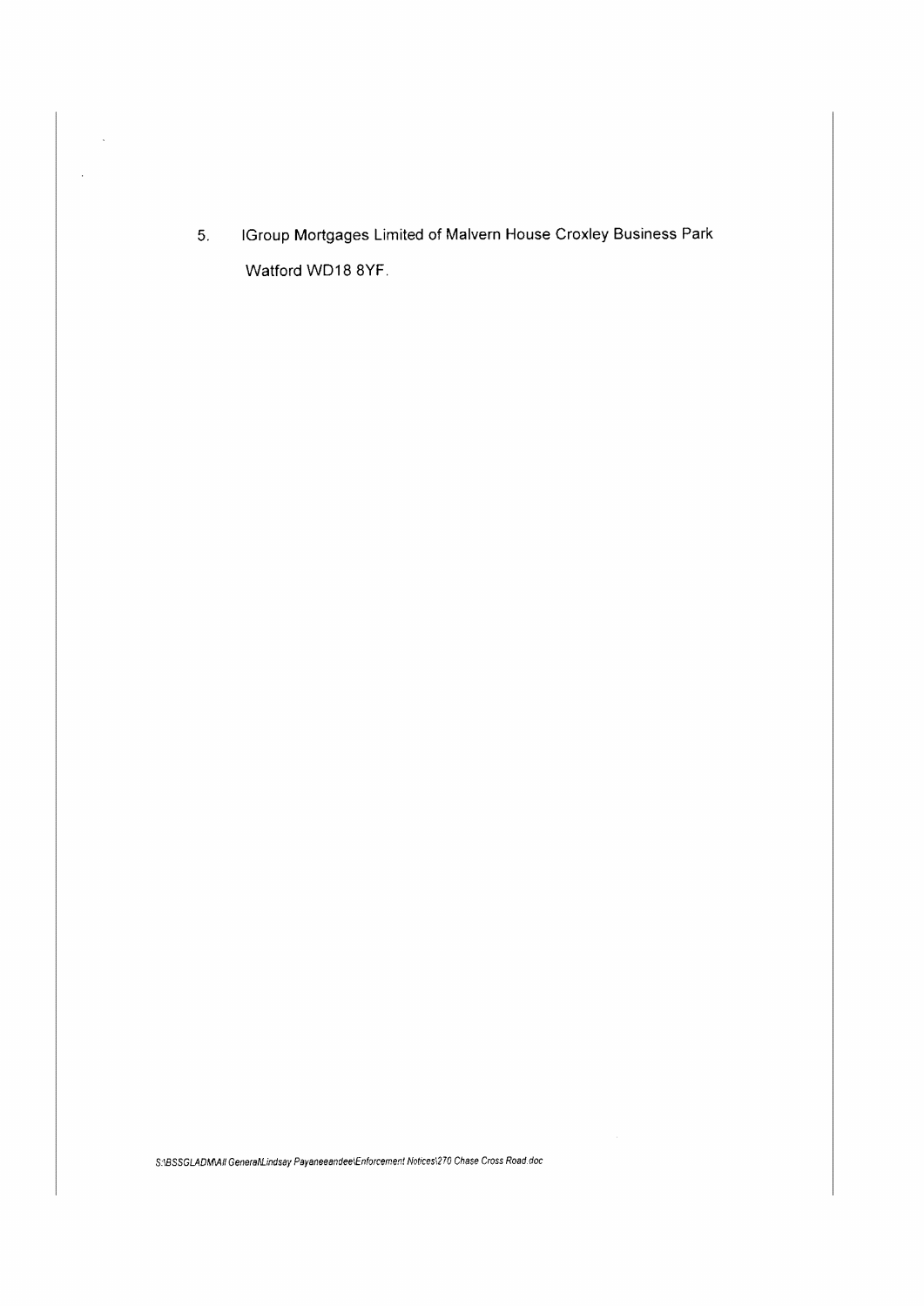5. IGroup Mortgages Limited of Malvern House Croxley Business Park Watford WD18 8YF.

*S:\BSSGLADM\All General\Lindsay Payaneeandee\Enforcement Notices\270 Chase Cross Road.doc*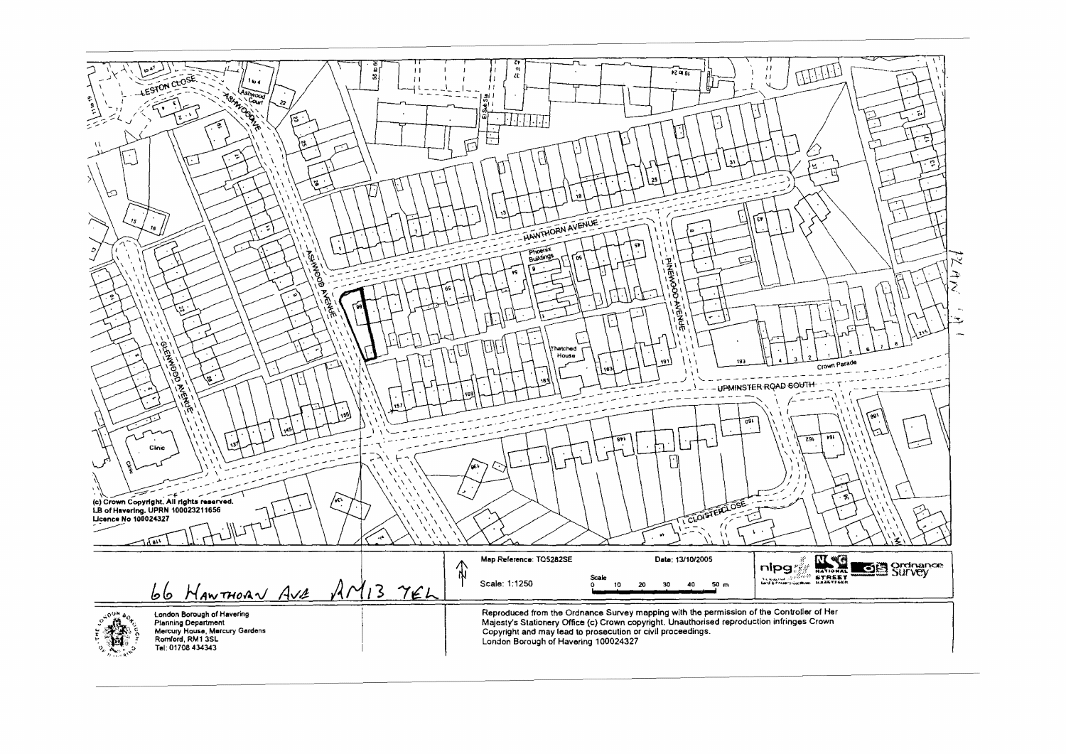(c) Crown Copyright. All rights reserved.
LB of Havering. UPRN 100023211656
Licence No 100024327

66 HAWTHORN AVE RM13 7EL

Map Reference: TQ5282SE

Date: 13/10/2005

Scale: 1:1250

Scale 0 10 20 30 40 50 m

London Borough of Havering
Planning Department
Mercury House, Mercury Gardens
Romford, RM1 3SL
Tel: 01708 434343

Reproduced from the Ordnance Survey mapping with the permission of the Controller of Her Majesty's Stationery Office (c) Crown copyright. Unauthorised reproduction infringes Crown Copyright and may lead to prosecution or civil proceedings.
London Borough of Havering 100024327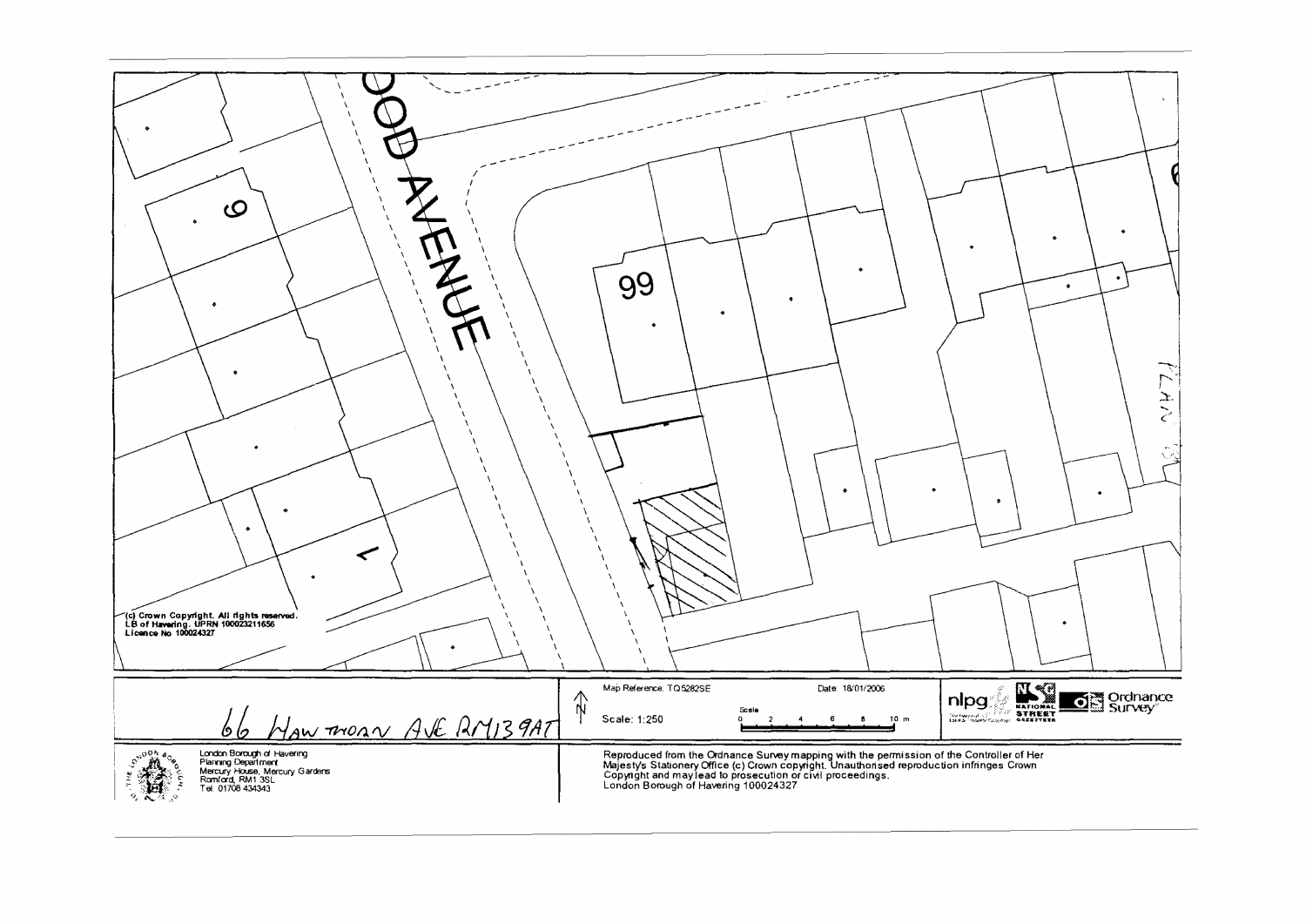OOD AVENUE

99

(c) Crown Copyright. All rights reserved.
LB of Havering. UPRN 100023211656
Licence No 100024327

66 HAWTHORN AVE RM13 9AT

Map Reference: TQ5282SE

Date: 18/01/2006

Scale: 1:250

Scale
0 2 4 6 8 10 m

London Borough of Havering
Planning Department
Mercury House, Mercury Gardens
Romford, RM1 3SL
Tel: 01708 434343

Reproduced from the Ordnance Survey mapping with the permission of the Controller of Her Majesty's Stationery Office (c) Crown copyright. Unauthorised reproduction infringes Crown Copyright and may lead to prosecution or civil proceedings.
London Borough of Havering 100024327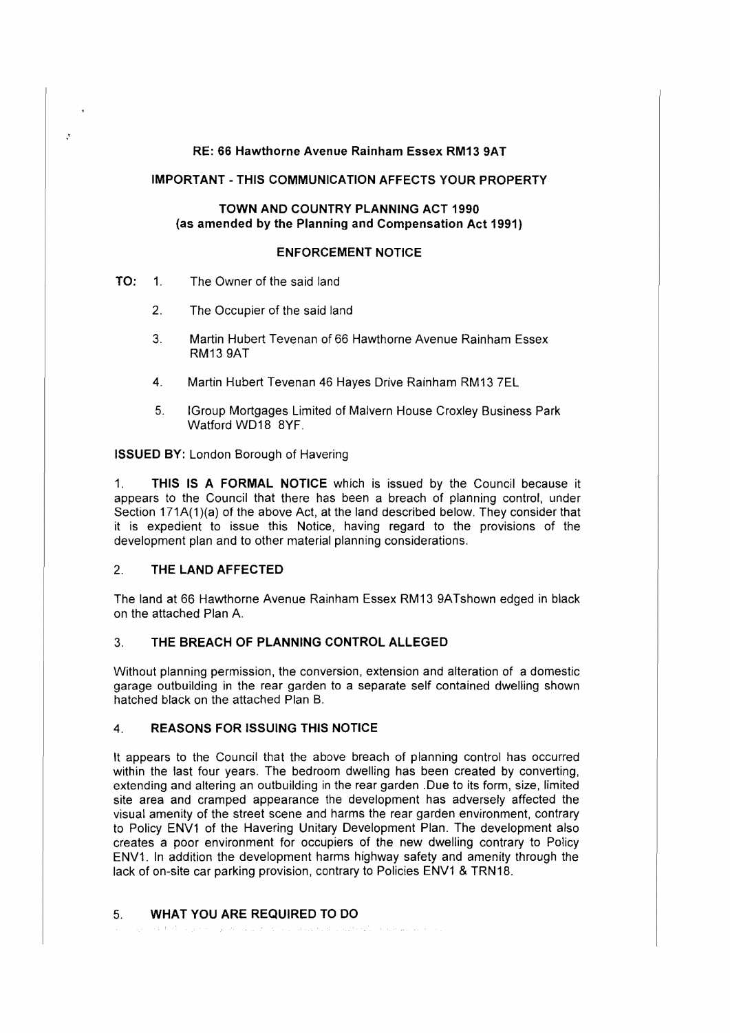**RE: 66 Hawthorne Avenue Rainham Essex RM13 9AT**

**IMPORTANT - THIS COMMUNICATION AFFECTS YOUR PROPERTY**

**TOWN AND COUNTRY PLANNING ACT 1990**
**(as amended by the Planning and Compensation Act 1991)**

**ENFORCEMENT NOTICE**

**TO:**

1. The Owner of the said land
2. The Occupier of the said land
3. Martin Hubert Tevenan of 66 Hawthorne Avenue Rainham Essex RM13 9AT
4. Martin Hubert Tevenan 46 Hayes Drive Rainham RM13 7EL
5. IGroup Mortgages Limited of Malvern House Croxley Business Park Watford WD18 8YF.

**ISSUED BY:** London Borough of Havering

1. **THIS IS A FORMAL NOTICE** which is issued by the Council because it appears to the Council that there has been a breach of planning control, under Section 171A(1)(a) of the above Act, at the land described below. They consider that it is expedient to issue this Notice, having regard to the provisions of the development plan and to other material planning considerations.

## 2. THE LAND AFFECTED

The land at 66 Hawthorne Avenue Rainham Essex RM13 9ATshown edged in black on the attached Plan A.

## 3. THE BREACH OF PLANNING CONTROL ALLEGED

Without planning permission, the conversion, extension and alteration of a domestic garage outbuilding in the rear garden to a separate self contained dwelling shown hatched black on the attached Plan B.

## 4. REASONS FOR ISSUING THIS NOTICE

It appears to the Council that the above breach of planning control has occurred within the last four years. The bedroom dwelling has been created by converting, extending and altering an outbuilding in the rear garden .Due to its form, size, limited site area and cramped appearance the development has adversely affected the visual amenity of the street scene and harms the rear garden environment, contrary to Policy ENV1 of the Havering Unitary Development Plan. The development also creates a poor environment for occupiers of the new dwelling contrary to Policy ENV1. In addition the development harms highway safety and amenity through the lack of on-site car parking provision, contrary to Policies ENV1 & TRN18.

## 5. WHAT YOU ARE REQUIRED TO DO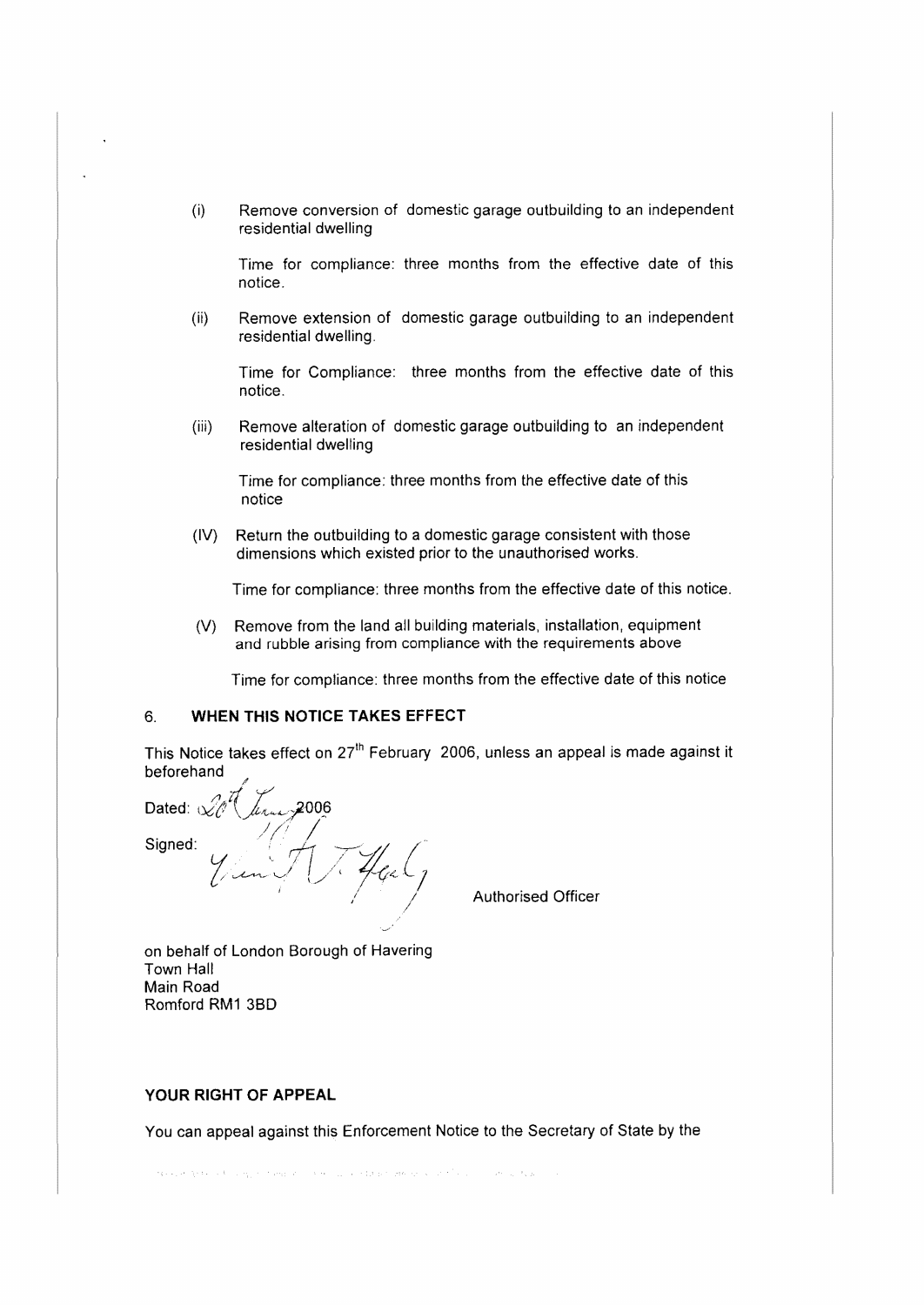(i) Remove conversion of domestic garage outbuilding to an independent residential dwelling

Time for compliance: three months from the effective date of this notice.

(ii) Remove extension of domestic garage outbuilding to an independent residential dwelling.

Time for Compliance: three months from the effective date of this notice.

(iii) Remove alteration of domestic garage outbuilding to an independent residential dwelling

Time for compliance: three months from the effective date of this notice

(IV) Return the outbuilding to a domestic garage consistent with those dimensions which existed prior to the unauthorised works.

Time for compliance: three months from the effective date of this notice.

(V) Remove from the land all building materials, installation, equipment and rubble arising from compliance with the requirements above

Time for compliance: three months from the effective date of this notice

## 6. WHEN THIS NOTICE TAKES EFFECT

This Notice takes effect on 27th February 2006, unless an appeal is made against it beforehand

Dated: 20th January 2006

Signed: Authorised Officer

on behalf of London Borough of Havering
Town Hall
Main Road
Romford RM1 3BD

### YOUR RIGHT OF APPEAL

You can appeal against this Enforcement Notice to the Secretary of State by the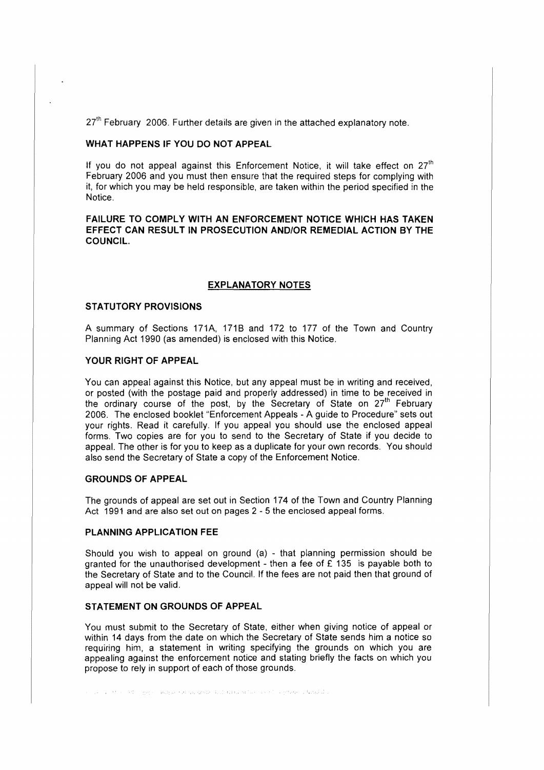27th February 2006. Further details are given in the attached explanatory note.

**WHAT HAPPENS IF YOU DO NOT APPEAL**

If you do not appeal against this Enforcement Notice, it will take effect on 27th February 2006 and you must then ensure that the required steps for complying with it, for which you may be held responsible, are taken within the period specified in the Notice.

**FAILURE TO COMPLY WITH AN ENFORCEMENT NOTICE WHICH HAS TAKEN EFFECT CAN RESULT IN PROSECUTION AND/OR REMEDIAL ACTION BY THE COUNCIL.**

## EXPLANATORY NOTES

**STATUTORY PROVISIONS**

A summary of Sections 171A, 171B and 172 to 177 of the Town and Country Planning Act 1990 (as amended) is enclosed with this Notice.

**YOUR RIGHT OF APPEAL**

You can appeal against this Notice, but any appeal must be in writing and received, or posted (with the postage paid and properly addressed) in time to be received in the ordinary course of the post, by the Secretary of State on 27th February 2006. The enclosed booklet "Enforcement Appeals - A guide to Procedure" sets out your rights. Read it carefully. If you appeal you should use the enclosed appeal forms. Two copies are for you to send to the Secretary of State if you decide to appeal. The other is for you to keep as a duplicate for your own records. You should also send the Secretary of State a copy of the Enforcement Notice.

**GROUNDS OF APPEAL**

The grounds of appeal are set out in Section 174 of the Town and Country Planning Act 1991 and are also set out on pages 2 - 5 the enclosed appeal forms.

**PLANNING APPLICATION FEE**

Should you wish to appeal on ground (a) - that planning permission should be granted for the unauthorised development - then a fee of £ 135 is payable both to the Secretary of State and to the Council. If the fees are not paid then that ground of appeal will not be valid.

**STATEMENT ON GROUNDS OF APPEAL**

You must submit to the Secretary of State, either when giving notice of appeal or within 14 days from the date on which the Secretary of State sends him a notice so requiring him, a statement in writing specifying the grounds on which you are appealing against the enforcement notice and stating briefly the facts on which you propose to rely in support of each of those grounds.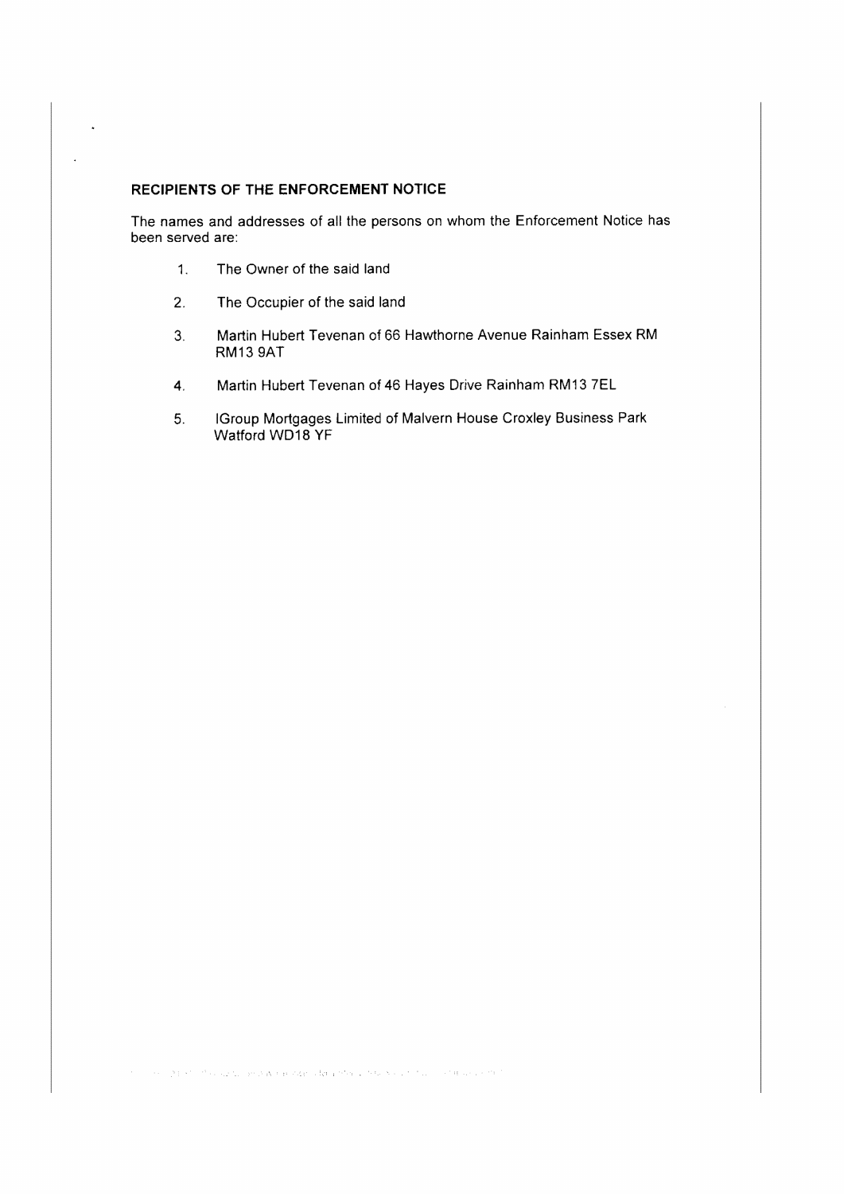**RECIPIENTS OF THE ENFORCEMENT NOTICE**

The names and addresses of all the persons on whom the Enforcement Notice has been served are:

1. The Owner of the said land
2. The Occupier of the said land
3. Martin Hubert Tevenan of 66 Hawthorne Avenue Rainham Essex RM RM13 9AT
4. Martin Hubert Tevenan of 46 Hayes Drive Rainham RM13 7EL
5. IGroup Mortgages Limited of Malvern House Croxley Business Park Watford WD18 YF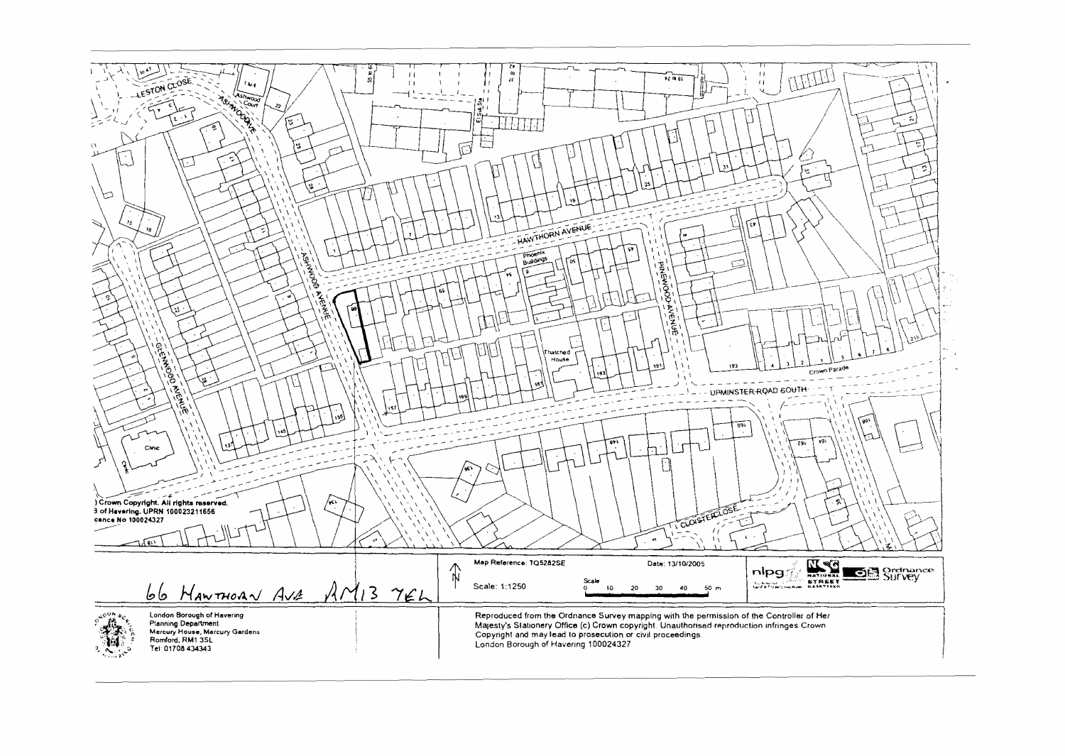) Crown Copyright. All rights reserved.
3 of Havering. UPRN 100023211656
cence No 100024327

Map Reference: TQ5282SE

Date: 13/10/2005

Scale: 1:1250

Scale
0 10 20 30 40 50 m

66 HAWTHORN AVE RM13 7EL

London Borough of Havering
Planning Department
Mercury House, Mercury Gardens
Romford, RM1 3SL
Tel: 01708 434343

Reproduced from the Ordnance Survey mapping with the permission of the Controller of Her Majesty's Stationery Office (c) Crown copyright. Unauthorised reproduction infringes Crown Copyright and may lead to prosecution or civil proceedings.
London Borough of Havering 100024327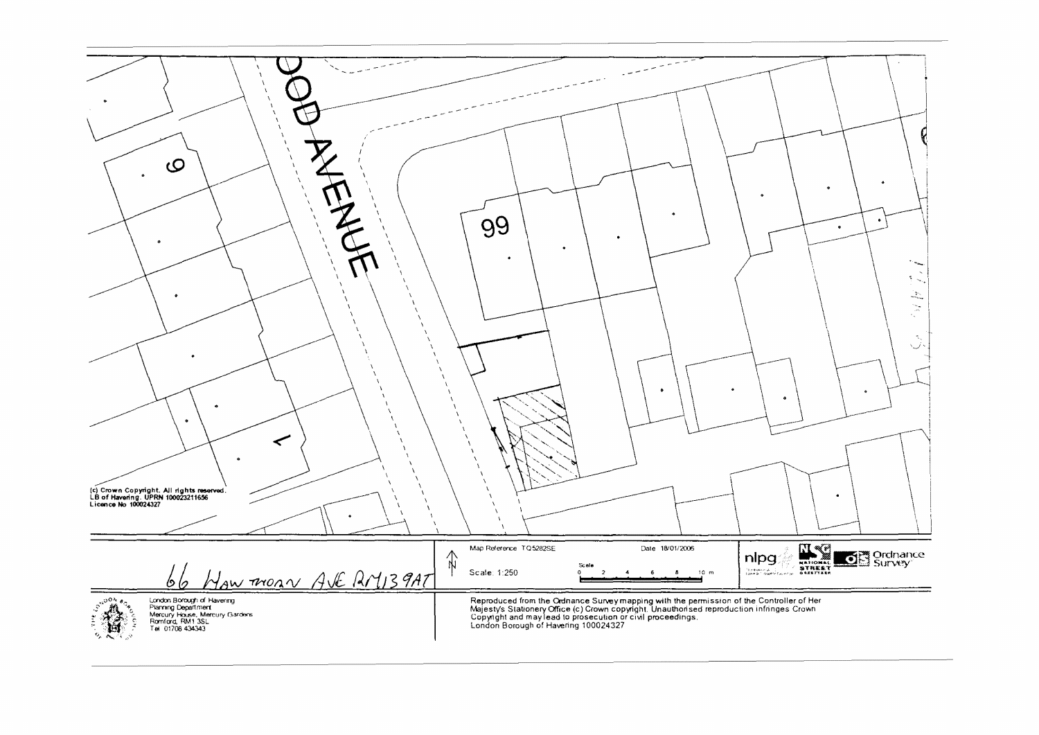OOD AVENUE

99

9

1

(c) Crown Copyright. All rights reserved.
LB of Havering. UPRN 100023211656
Licence No 100024327

66 HAWTHORN AVE RM13 9AT

Map Reference TQ5282SE

Date 18/01/2006

Scale 1:250

Scale
0 2 4 6 8 10 m

nlpg

NATIONAL STREET GAZETTEER

Ordnance Survey

London Borough of Havering
Planning Department
Mercury House, Mercury Gardens
Romford, RM1 3SL
Tel 01708 434343

Reproduced from the Ordnance Survey mapping with the permission of the Controller of Her Majesty's Stationery Office (c) Crown copyright. Unauthorised reproduction infringes Crown Copyright and may lead to prosecution or civil proceedings.
London Borough of Havering 100024327